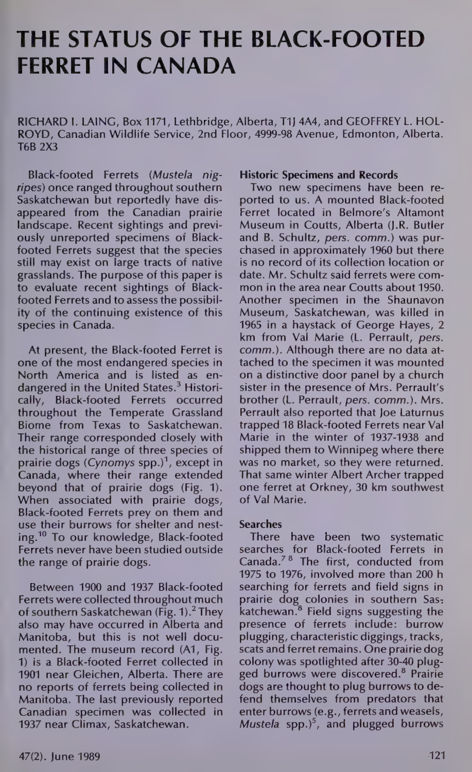# THE STATUS OF THE BLACK-FOOTED FERRET IN CANADA

RICHARD I. LAING, Box 1171, Lethbridge, Alberta, T1J 4A4, and GEOFFREY L. HOLROYD, Canadian Wildlife Service, 2nd Floor, 4999-98 Avenue, Edmonton, Alberta. T6B 2X3

Black-footed Ferrets (*Mustela nigripes*) once ranged throughout southern Saskatchewan but reportedly have disappeared from the Canadian prairie landscape. Recent sightings and previously unreported specimens of Black-footed Ferrets suggest that the species still may exist on large tracts of native grasslands. The purpose of this paper is to evaluate recent sightings of Black-footed Ferrets and to assess the possibility of the continuing existence of this species in Canada.

At present, the Black-footed Ferret is one of the most endangered species in North America and is listed as endangered in the United States.[3] Historically, Black-footed Ferrets occurred throughout the Temperate Grassland Biome from Texas to Saskatchewan. Their range corresponded closely with the historical range of three species of prairie dogs (*Cynomys* spp.)[1], except in Canada, where their range extended beyond that of prairie dogs (Fig. 1). When associated with prairie dogs, Black-footed Ferrets prey on them and use their burrows for shelter and nesting.[10] To our knowledge, Black-footed Ferrets never have been studied outside the range of prairie dogs.

Between 1900 and 1937 Black-footed Ferrets were collected throughout much of southern Saskatchewan (Fig. 1).[2] They also may have occurred in Alberta and Manitoba, but this is not well documented. The museum record (A1, Fig. 1) is a Black-footed Ferret collected in 1901 near Gleichen, Alberta. There are no reports of ferrets being collected in Manitoba. The last previously reported Canadian specimen was collected in 1937 near Climax, Saskatchewan.

### Historic Specimens and Records

Two new specimens have been reported to us. A mounted Black-footed Ferret located in Belmore's Altamont Museum in Coutts, Alberta (J.R. Butler and B. Schultz, *pers. comm.*) was purchased in approximately 1960 but there is no record of its collection location or date. Mr. Schultz said ferrets were common in the area near Coutts about 1950. Another specimen in the Shaunavon Museum, Saskatchewan, was killed in 1965 in a haystack of George Hayes, 2 km from Val Marie (L. Perrault, *pers. comm.*). Although there are no data attached to the specimen it was mounted on a distinctive door panel by a church sister in the presence of Mrs. Perrault's brother (L. Perrault, *pers. comm.*). Mrs. Perrault also reported that Joe Laturnus trapped 18 Black-footed Ferrets near Val Marie in the winter of 1937-1938 and shipped them to Winnipeg where there was no market, so they were returned. That same winter Albert Archer trapped one ferret at Orkney, 30 km southwest of Val Marie.

### Searches

There have been two systematic searches for Black-footed Ferrets in Canada.[7,8] The first, conducted from 1975 to 1976, involved more than 200 h searching for ferrets and field signs in prairie dog colonies in southern Saskatchewan.[8] Field signs suggesting the presence of ferrets include: burrow plugging, characteristic diggings, tracks, scats and ferret remains. One prairie dog colony was spotlighted after 30-40 plugged burrows were discovered.[8] Prairie dogs are thought to plug burrows to defend themselves from predators that enter burrows (e.g., ferrets and weasels, *Mustela* spp.)[5], and plugged burrows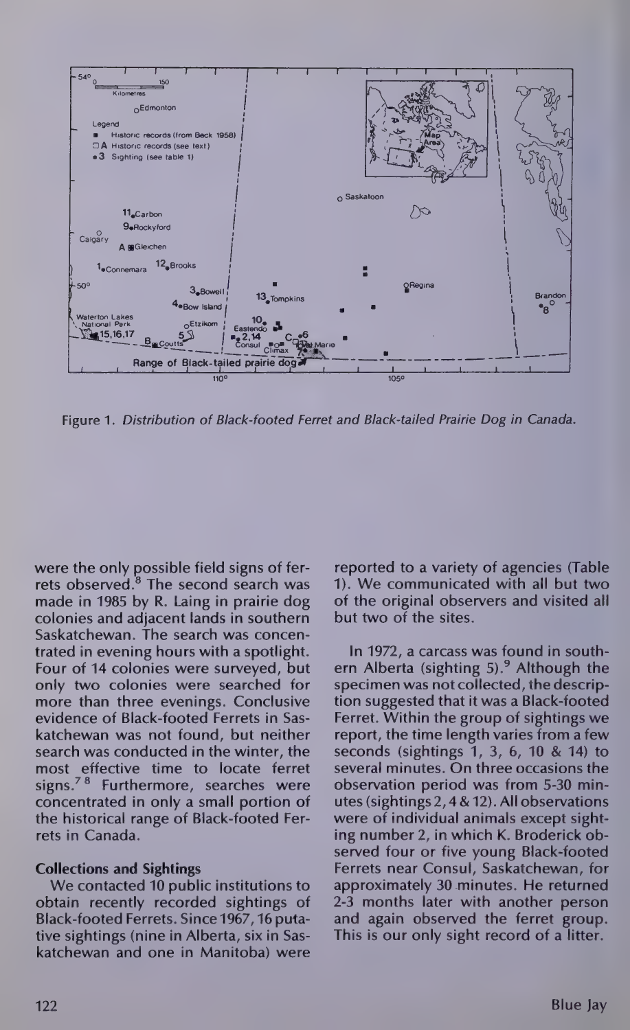Figure 1. *Distribution of Black-footed Ferret and Black-tailed Prairie Dog in Canada.*

were the only possible field signs of ferrets observed.[8] The second search was made in 1985 by R. Laing in prairie dog colonies and adjacent lands in southern Saskatchewan. The search was concentrated in evening hours with a spotlight. Four of 14 colonies were surveyed, but only two colonies were searched for more than three evenings. Conclusive evidence of Black-footed Ferrets in Saskatchewan was not found, but neither search was conducted in the winter, the most effective time to locate ferret signs.[7,8] Furthermore, searches were concentrated in only a small portion of the historical range of Black-footed Ferrets in Canada.

**Collections and Sightings**

We contacted 10 public institutions to obtain recently recorded sightings of Black-footed Ferrets. Since 1967, 16 putative sightings (nine in Alberta, six in Saskatchewan and one in Manitoba) were reported to a variety of agencies (Table 1). We communicated with all but two of the original observers and visited all but two of the sites.

In 1972, a carcass was found in southern Alberta (sighting 5).[9] Although the specimen was not collected, the description suggested that it was a Black-footed Ferret. Within the group of sightings we report, the time length varies from a few seconds (sightings 1, 3, 6, 10 & 14) to several minutes. On three occasions the observation period was from 5-30 minutes (sightings 2, 4 & 12). All observations were of individual animals except sighting number 2, in which K. Broderick observed four or five young Black-footed Ferrets near Consul, Saskatchewan, for approximately 30 minutes. He returned 2-3 months later with another person and again observed the ferret group. This is our only sight record of a litter.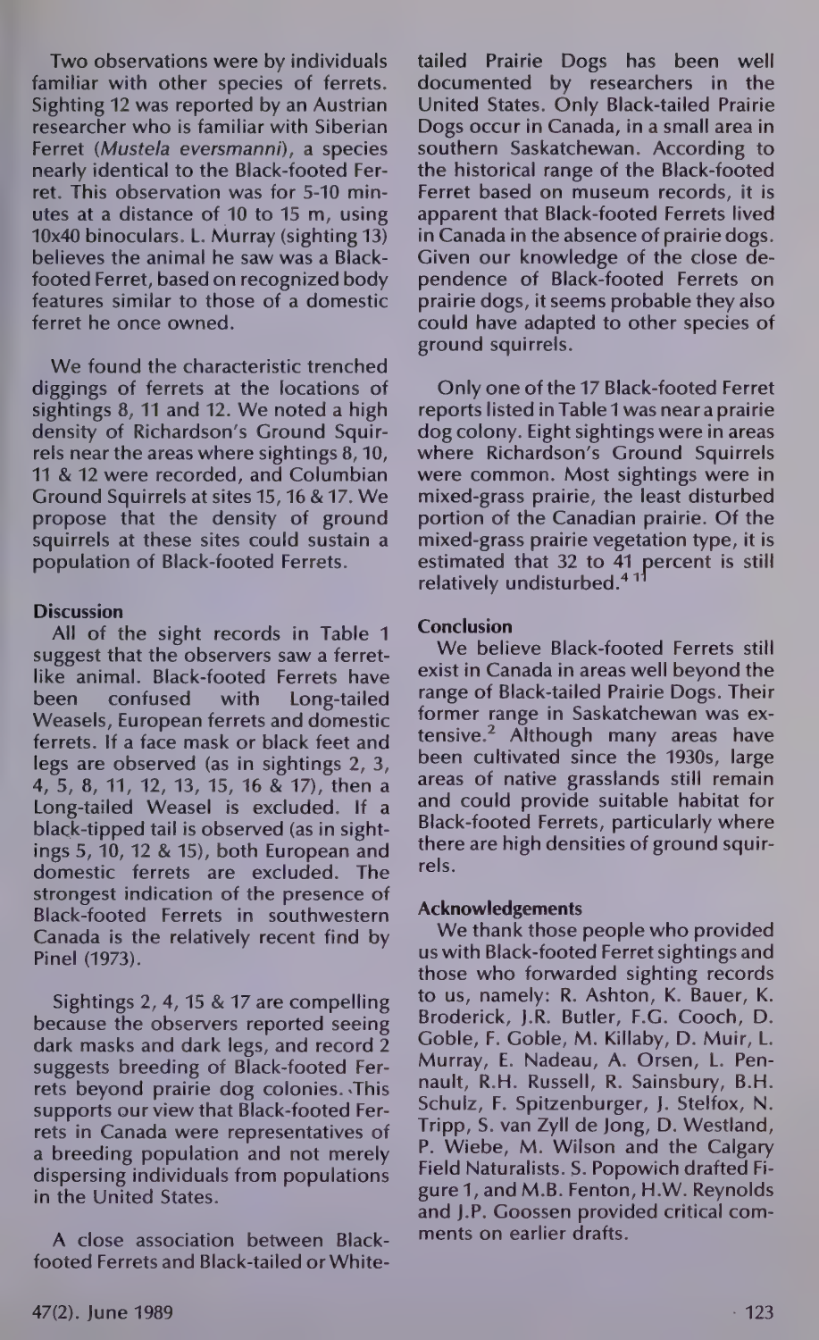Two observations were by individuals familiar with other species of ferrets. Sighting 12 was reported by an Austrian researcher who is familiar with Siberian Ferret (*Mustela eversmanni*), a species nearly identical to the Black-footed Ferret. This observation was for 5-10 minutes at a distance of 10 to 15 m, using 10x40 binoculars. L. Murray (sighting 13) believes the animal he saw was a Black-footed Ferret, based on recognized body features similar to those of a domestic ferret he once owned.

We found the characteristic trenched diggings of ferrets at the locations of sightings 8, 11 and 12. We noted a high density of Richardson's Ground Squirrels near the areas where sightings 8, 10, 11 & 12 were recorded, and Columbian Ground Squirrels at sites 15, 16 & 17. We propose that the density of ground squirrels at these sites could sustain a population of Black-footed Ferrets.

**Discussion**

All of the sight records in Table 1 suggest that the observers saw a ferret-like animal. Black-footed Ferrets have been confused with Long-tailed Weasels, European ferrets and domestic ferrets. If a face mask or black feet and legs are observed (as in sightings 2, 3, 4, 5, 8, 11, 12, 13, 15, 16 & 17), then a Long-tailed Weasel is excluded. If a black-tipped tail is observed (as in sightings 5, 10, 12 & 15), both European and domestic ferrets are excluded. The strongest indication of the presence of Black-footed Ferrets in southwestern Canada is the relatively recent find by Pinel (1973).

Sightings 2, 4, 15 & 17 are compelling because the observers reported seeing dark masks and dark legs, and record 2 suggests breeding of Black-footed Ferrets beyond prairie dog colonies. This supports our view that Black-footed Ferrets in Canada were representatives of a breeding population and not merely dispersing individuals from populations in the United States.

A close association between Black-footed Ferrets and Black-tailed or White-tailed Prairie Dogs has been well documented by researchers in the United States. Only Black-tailed Prairie Dogs occur in Canada, in a small area in southern Saskatchewan. According to the historical range of the Black-footed Ferret based on museum records, it is apparent that Black-footed Ferrets lived in Canada in the absence of prairie dogs. Given our knowledge of the close dependence of Black-footed Ferrets on prairie dogs, it seems probable they also could have adapted to other species of ground squirrels.

Only one of the 17 Black-footed Ferret reports listed in Table 1 was near a prairie dog colony. Eight sightings were in areas where Richardson's Ground Squirrels were common. Most sightings were in mixed-grass prairie, the least disturbed portion of the Canadian prairie. Of the mixed-grass prairie vegetation type, it is estimated that 32 to 41 percent is still relatively undisturbed.[4 11]

**Conclusion**

We believe Black-footed Ferrets still exist in Canada in areas well beyond the range of Black-tailed Prairie Dogs. Their former range in Saskatchewan was extensive.[2] Although many areas have been cultivated since the 1930s, large areas of native grasslands still remain and could provide suitable habitat for Black-footed Ferrets, particularly where there are high densities of ground squirrels.

**Acknowledgements**

We thank those people who provided us with Black-footed Ferret sightings and those who forwarded sighting records to us, namely: R. Ashton, K. Bauer, K. Broderick, J.R. Butler, F.G. Cooch, D. Goble, F. Goble, M. Killaby, D. Muir, L. Murray, E. Nadeau, A. Orsen, L. Pennault, R.H. Russell, R. Sainsbury, B.H. Schulz, F. Spitzenburger, J. Stelfox, N. Tripp, S. van Zyll de Jong, D. Westland, P. Wiebe, M. Wilson and the Calgary Field Naturalists. S. Popowich drafted Figure 1, and M.B. Fenton, H.W. Reynolds and J.P. Goossen provided critical comments on earlier drafts.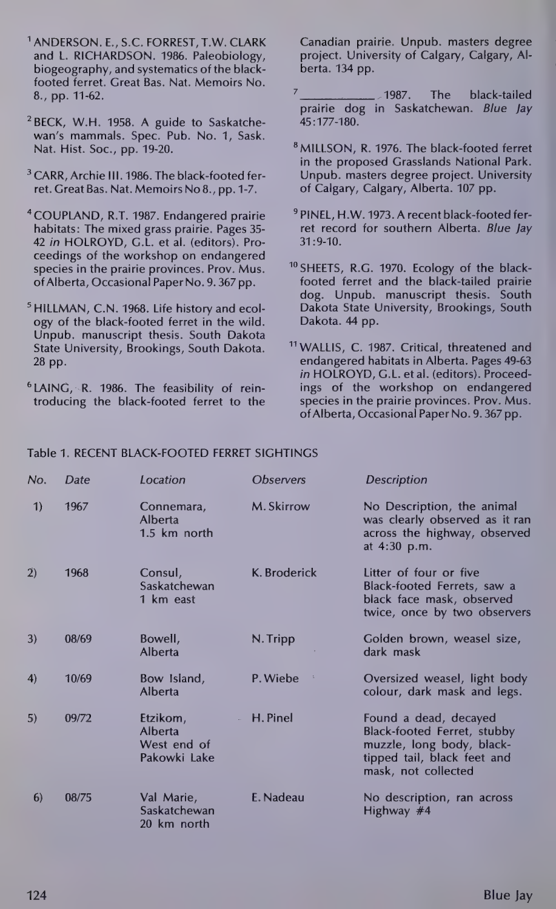[1] ANDERSON. E., S.C. FORREST, T.W. CLARK and L. RICHARDSON. 1986. Paleobiology, biogeography, and systematics of the black-footed ferret. Great Bas. Nat. Memoirs No. 8., pp. 11-62.

[2] BECK, W.H. 1958. A guide to Saskatchewan's mammals. Spec. Pub. No. 1, Sask. Nat. Hist. Soc., pp. 19-20.

[3] CARR, Archie III. 1986. The black-footed ferret. Great Bas. Nat. Memoirs No 8., pp. 1-7.

[4] COUPLAND, R.T. 1987. Endangered prairie habitats: The mixed grass prairie. Pages 35-42 *in* HOLROYD, G.L. et al. (editors). Proceedings of the workshop on endangered species in the prairie provinces. Prov. Mus. of Alberta, Occasional Paper No. 9. 367 pp.

[5] HILLMAN, C.N. 1968. Life history and ecology of the black-footed ferret in the wild. Unpub. manuscript thesis. South Dakota State University, Brookings, South Dakota. 28 pp.

[6] LAING, R. 1986. The feasibility of reintroducing the black-footed ferret to the Canadian prairie. Unpub. masters degree project. University of Calgary, Calgary, Alberta. 134 pp.

[7] __________ 1987. The black-tailed prairie dog in Saskatchewan. *Blue Jay* 45:177-180.

[8] MILLSON, R. 1976. The black-footed ferret in the proposed Grasslands National Park. Unpub. masters degree project. University of Calgary, Calgary, Alberta. 107 pp.

[9] PINEL, H.W. 1973. A recent black-footed ferret record for southern Alberta. *Blue Jay* 31:9-10.

[10] SHEETS, R.G. 1970. Ecology of the black-footed ferret and the black-tailed prairie dog. Unpub. manuscript thesis. South Dakota State University, Brookings, South Dakota. 44 pp.

[11] WALLIS, C. 1987. Critical, threatened and endangered habitats in Alberta. Pages 49-63 *in* HOLROYD, G.L. et al. (editors). Proceedings of the workshop on endangered species in the prairie provinces. Prov. Mus. of Alberta, Occasional Paper No. 9. 367 pp.

Table 1. RECENT BLACK-FOOTED FERRET SIGHTINGS

| *No.* | *Date* | *Location* | *Observers* | *Description* |
|---|---|---|---|---|
| 1) | 1967 | Connemara, Alberta 1.5 km north | M. Skirrow | No Description, the animal was clearly observed as it ran across the highway, observed at 4:30 p.m. |
| 2) | 1968 | Consul, Saskatchewan 1 km east | K. Broderick | Litter of four or five Black-footed Ferrets, saw a black face mask, observed twice, once by two observers |
| 3) | 08/69 | Bowell, Alberta | N. Tripp | Golden brown, weasel size, dark mask |
| 4) | 10/69 | Bow Island, Alberta | P. Wiebe | Oversized weasel, light body colour, dark mask and legs. |
| 5) | 09/72 | Etzikom, Alberta West end of Pakowki Lake | H. Pinel | Found a dead, decayed Black-footed Ferret, stubby muzzle, long body, black-tipped tail, black feet and mask, not collected |
| 6) | 08/75 | Val Marie, Saskatchewan 20 km north | E. Nadeau | No description, ran across Highway #4 |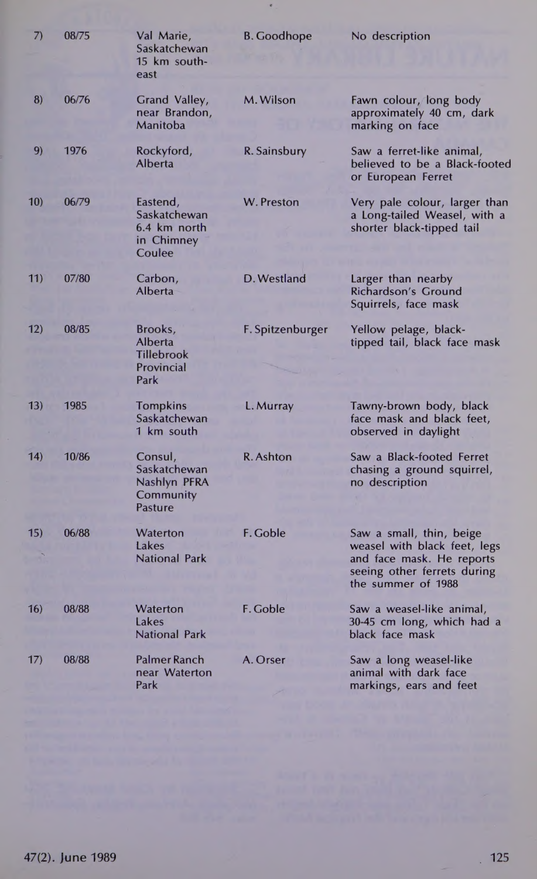| | | | | |
|---|---|---|---|---|
| 7) | 08/75 | Val Marie, Saskatchewan 15 km south-east | B. Goodhope | No description |
| 8) | 06/76 | Grand Valley, near Brandon, Manitoba | M. Wilson | Fawn colour, long body approximately 40 cm, dark marking on face |
| 9) | 1976 | Rockyford, Alberta | R. Sainsbury | Saw a ferret-like animal, believed to be a Black-footed or European Ferret |
| 10) | 06/79 | Eastend, Saskatchewan 6.4 km north in Chimney Coulee | W. Preston | Very pale colour, larger than a Long-tailed Weasel, with a shorter black-tipped tail |
| 11) | 07/80 | Carbon, Alberta | D. Westland | Larger than nearby Richardson's Ground Squirrels, face mask |
| 12) | 08/85 | Brooks, Alberta Tillebrook Provincial Park | F. Spitzenburger | Yellow pelage, black-tipped tail, black face mask |
| 13) | 1985 | Tompkins Saskatchewan 1 km south | L. Murray | Tawny-brown body, black face mask and black feet, observed in daylight |
| 14) | 10/86 | Consul, Saskatchewan Nashlyn PFRA Community Pasture | R. Ashton | Saw a Black-footed Ferret chasing a ground squirrel, no description |
| 15) | 06/88 | Waterton Lakes National Park | F. Goble | Saw a small, thin, beige weasel with black feet, legs and face mask. He reports seeing other ferrets during the summer of 1988 |
| 16) | 08/88 | Waterton Lakes National Park | F. Goble | Saw a weasel-like animal, 30-45 cm long, which had a black face mask |
| 17) | 08/88 | Palmer Ranch near Waterton Park | A. Orser | Saw a long weasel-like animal with dark face markings, ears and feet |